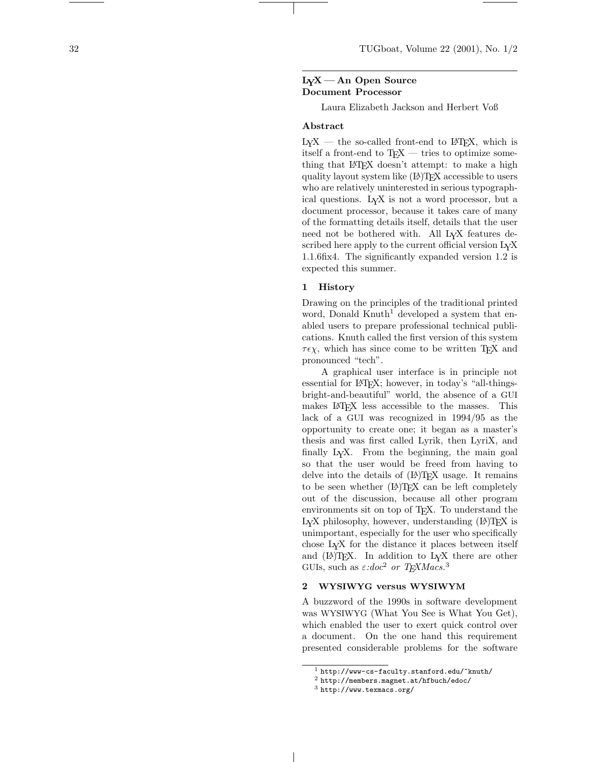# LYX — An Open Source Document Processor

Laura Elizabeth Jackson and Herbert Voß

## Abstract

LYX — the so-called front-end to LATEX, which is itself a front-end to TEX — tries to optimize something that LATEX doesn't attempt: to make a high quality layout system like (LA)TEX accessible to users who are relatively uninterested in serious typographical questions. LYX is not a word processor, but a document processor, because it takes care of many of the formatting details itself, details that the user need not be bothered with. All LYX features described here apply to the current official version LYX 1.1.6fix4. The significantly expanded version 1.2 is expected this summer.

## 1 History

Drawing on the principles of the traditional printed word, Donald Knuth[1] developed a system that enabled users to prepare professional technical publications. Knuth called the first version of this system $\tau\epsilon\chi$, which has since come to be written TEX and pronounced "tech".

A graphical user interface is in principle not essential for LATEX; however, in today's "all-things-bright-and-beautiful" world, the absence of a GUI makes LATEX less accessible to the masses. This lack of a GUI was recognized in 1994/95 as the opportunity to create one; it began as a master's thesis and was first called Lyrik, then LyriX, and finally LYX. From the beginning, the main goal so that the user would be freed from having to delve into the details of (LA)TEX usage. It remains to be seen whether (LA)TEX can be left completely out of the discussion, because all other program environments sit on top of TEX. To understand the LYX philosophy, however, understanding (LA)TEX is unimportant, especially for the user who specifically chose LYX for the distance it places between itself and (LA)TEX. In addition to LYX there are other GUIs, such as *ε:doc*[2] *or TEXMacs.*[3]

## 2 WYSIWYG versus WYSIWYM

A buzzword of the 1990s in software development was WYSIWYG (What You See is What You Get), which enabled the user to exert quick control over a document. On the one hand this requirement presented considerable problems for the software

---

[1] http://www-cs-faculty.stanford.edu/~knuth/

[2] http://members.magnet.at/hfbuch/edoc/

[3] http://www.texmacs.org/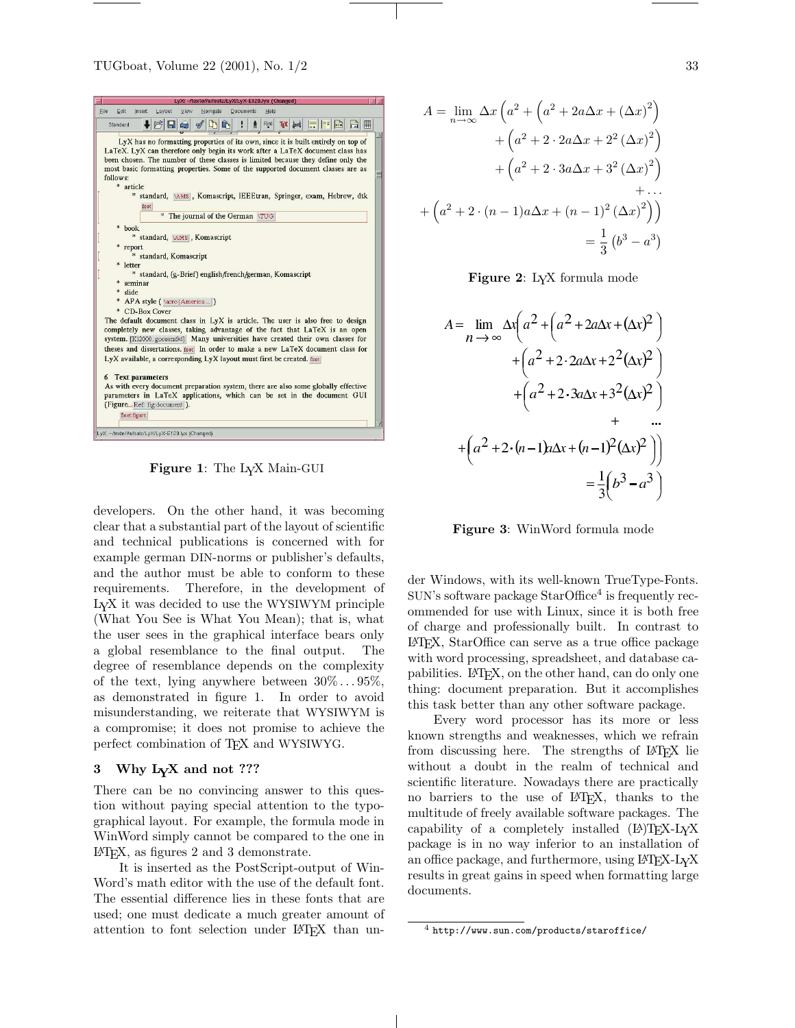Figure 1: The LYX Main-GUI

developers. On the other hand, it was becoming clear that a substantial part of the layout of scientific and technical publications is concerned with for example german DIN-norms or publisher's defaults, and the author must be able to conform to these requirements. Therefore, in the development of LYX it was decided to use the WYSIWYM principle (What You See is What You Mean); that is, what the user sees in the graphical interface bears only a global resemblance to the final output. The degree of resemblance depends on the complexity of the text, lying anywhere between 30%...95%, as demonstrated in figure 1. In order to avoid misunderstanding, we reiterate that WYSIWYM is a compromise; it does not promise to achieve the perfect combination of TEX and WYSIWYG.

## 3 Why LYX and not ???

There can be no convincing answer to this question without paying special attention to the typographical layout. For example, the formula mode in WinWord simply cannot be compared to the one in LATEX, as figures 2 and 3 demonstrate.

It is inserted as the PostScript-output of WinWord's math editor with the use of the default font. The essential difference lies in these fonts that are used; one must dedicate a much greater amount of attention to font selection under LATEX than under Windows, with its well-known TrueType-Fonts. SUN's software package StarOffice[4] is frequently recommended for use with Linux, since it is both free of charge and professionally built. In contrast to LATEX, StarOffice can serve as a true office package with word processing, spreadsheet, and database capabilities. LATEX, on the other hand, can do only one thing: document preparation. But it accomplishes this task better than any other software package.

$$
\begin{aligned}
A = \lim_{n\to\infty} \Delta x \Big( a^2 &+ \Big( a^2 + 2a\Delta x + (\Delta x)^2 \Big) \\
&+ \Big( a^2 + 2\cdot 2a\Delta x + 2^2 (\Delta x)^2 \Big) \\
&+ \Big( a^2 + 2\cdot 3a\Delta x + 3^2 (\Delta x)^2 \Big) \\
&+ \ldots \\
+ \Big( a^2 + 2\cdot (n-1)a\Delta x &+ (n-1)^2 (\Delta x)^2 \Big) \Big) \\
&= \frac{1}{3}\left(b^3 - a^3\right)
\end{aligned}
$$

Figure 2: LYX formula mode

$$
\begin{aligned}
A = \lim_{n\to\infty} \Delta x \Big( a^2 &+ \Big( a^2 + 2a\Delta x + (\Delta x)^2 \Big) \\
&+ \Big( a^2 + 2\cdot 2a\Delta x + 2^2 (\Delta x)^2 \Big) \\
&+ \Big( a^2 + 2\cdot 3a\Delta x + 3^2 (\Delta x)^2 \Big) \\
&+ \ldots \\
+ \Big( a^2 + 2\cdot (n-1)a\Delta x &+ (n-1)^2 (\Delta x)^2 \Big) \Big) \\
&= \frac{1}{3}\left(b^3 - a^3\right)
\end{aligned}
$$

Figure 3: WinWord formula mode

Every word processor has its more or less known strengths and weaknesses, which we refrain from discussing here. The strengths of LATEX lie without a doubt in the realm of technical and scientific literature. Nowadays there are practically no barriers to the use of LATEX, thanks to the multitude of freely available software packages. The capability of a completely installed (LA)TEX-LYX package is in no way inferior to an installation of an office package, and furthermore, using LATEX-LYX results in great gains in speed when formatting large documents.

[4] http://www.sun.com/products/staroffice/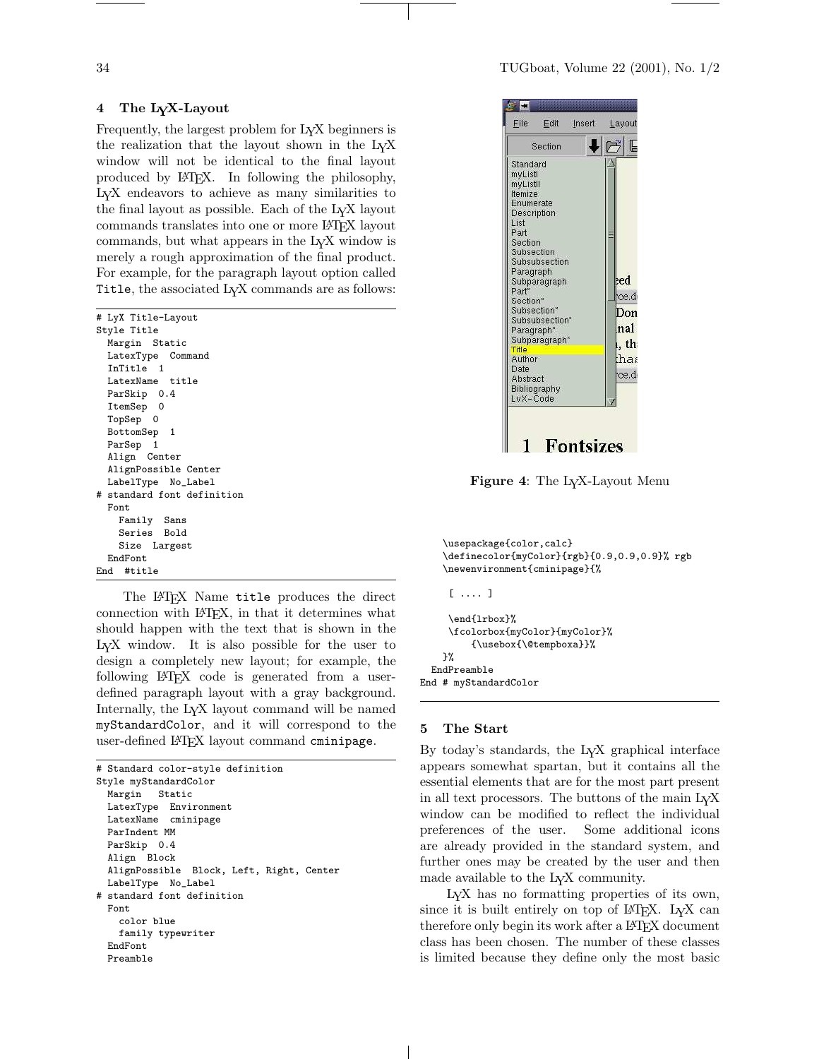## 4 The LyX-Layout

Frequently, the largest problem for LyX beginners is the realization that the layout shown in the LyX window will not be identical to the final layout produced by LaTeX. In following the philosophy, LyX endeavors to achieve as many similarities to the final layout as possible. Each of the LyX layout commands translates into one or more LaTeX layout commands, but what appears in the LyX window is merely a rough approximation of the final product. For example, for the paragraph layout option called `Title`, the associated LyX commands are as follows:

```
# LyX Title-Layout
Style Title
  Margin  Static
  LatexType  Command
  InTitle  1
  LatexName  title
  ParSkip  0.4
  ItemSep  0
  TopSep  0
  BottomSep  1
  ParSep  1
  Align  Center
  AlignPossible Center
  LabelType  No_Label
# standard font definition
  Font
    Family  Sans
    Series  Bold
    Size  Largest
  EndFont
End  #title
```

The LaTeX Name `title` produces the direct connection with LaTeX, in that it determines what should happen with the text that is shown in the LyX window. It is also possible for the user to design a completely new layout; for example, the following LaTeX code is generated from a user-defined paragraph layout with a gray background. Internally, the LyX layout command will be named `myStandardColor`, and it will correspond to the user-defined LaTeX layout command `cminipage`.

```
# Standard color-style definition
Style myStandardColor
  Margin   Static
  LatexType  Environment
  LatexName  cminipage
  ParIndent MM
  ParSkip  0.4
  Align  Block
  AlignPossible  Block, Left, Right, Center
  LabelType  No_Label
# standard font definition
  Font
    color blue
    family typewriter
  EndFont
  Preamble
    \usepackage{color,calc}
    \definecolor{myColor}{rgb}{0.9,0.9,0.9}% rgb
    \newenvironment{cminipage}{%

     [ .... ]

     \end{lrbox}%
     \fcolorbox{myColor}{myColor}%
         {\usebox{\@tempboxa}}%
    }%
  EndPreamble
End # myStandardColor
```

Figure 4: The LyX-Layout Menu

## 5 The Start

By today's standards, the LyX graphical interface appears somewhat spartan, but it contains all the essential elements that are for the most part present in all text processors. The buttons of the main LyX window can be modified to reflect the individual preferences of the user. Some additional icons are already provided in the standard system, and further ones may be created by the user and then made available to the LyX community.

LyX has no formatting properties of its own, since it is built entirely on top of LaTeX. LyX can therefore only begin its work after a LaTeX document class has been chosen. The number of these classes is limited because they define only the most basic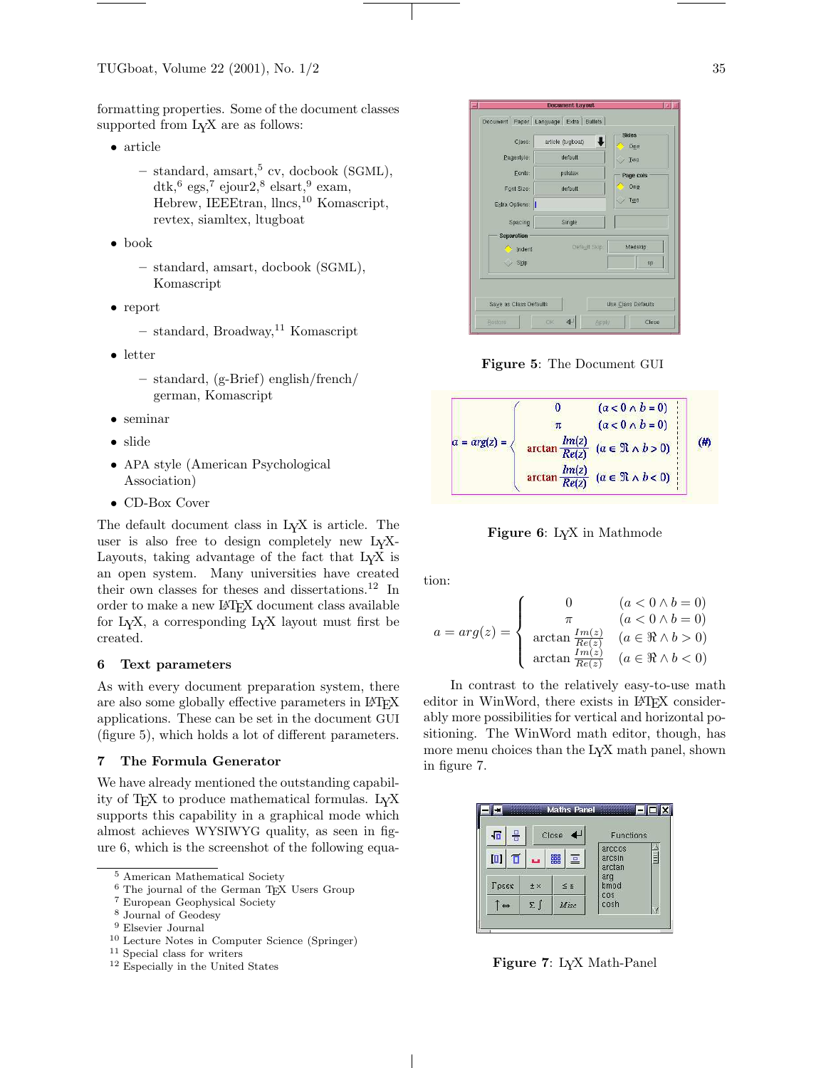formatting properties. Some of the document classes supported from LyX are as follows:

- article
  - standard, amsart,[5] cv, docbook (SGML), dtk,[6] egs,[7] ejour2,[8] elsart,[9] exam, Hebrew, IEEEtran, llncs,[10] Komascript, revtex, siamltex, ltugboat
- book
  - standard, amsart, docbook (SGML), Komascript
- report
  - standard, Broadway,[11] Komascript
- letter
  - standard, (g-Brief) english/french/german, Komascript
- seminar
- slide
- APA style (American Psychological Association)
- CD-Box Cover

The default document class in LyX is article. The user is also free to design completely new LyX-Layouts, taking advantage of the fact that LyX is an open system. Many universities have created their own classes for theses and dissertations.[12] In order to make a new LaTeX document class available for LyX, a corresponding LyX layout must first be created.

## 6 Text parameters

As with every document preparation system, there are also some globally effective parameters in LaTeX applications. These can be set in the document GUI (figure 5), which holds a lot of different parameters.

## 7 The Formula Generator

We have already mentioned the outstanding capability of TeX to produce mathematical formulas. LyX supports this capability in a graphical mode which almost achieves WYSIWYG quality, as seen in figure 6, which is the screenshot of the following equation:

$$a = arg(z) = \begin{cases} 0 & (a < 0 \wedge b = 0) \\ \pi & (a < 0 \wedge b = 0) \\ \arctan \frac{Im(z)}{Re(z)} & (a \in \Re \wedge b > 0) \\ \arctan \frac{Im(z)}{Re(z)} & (a \in \Re \wedge b < 0) \end{cases}$$

In contrast to the relatively easy-to-use math editor in WinWord, there exists in LaTeX considerably more possibilities for vertical and horizontal positioning. The WinWord math editor, though, has more menu choices than the LyX math panel, shown in figure 7.

**Figure 5**: The Document GUI

**Figure 6**: LyX in Mathmode

**Figure 7**: LyX Math-Panel

[5] American Mathematical Society
[6] The journal of the German TeX Users Group
[7] European Geophysical Society
[8] Journal of Geodesy
[9] Elsevier Journal
[10] Lecture Notes in Computer Science (Springer)
[11] Special class for writers
[12] Especially in the United States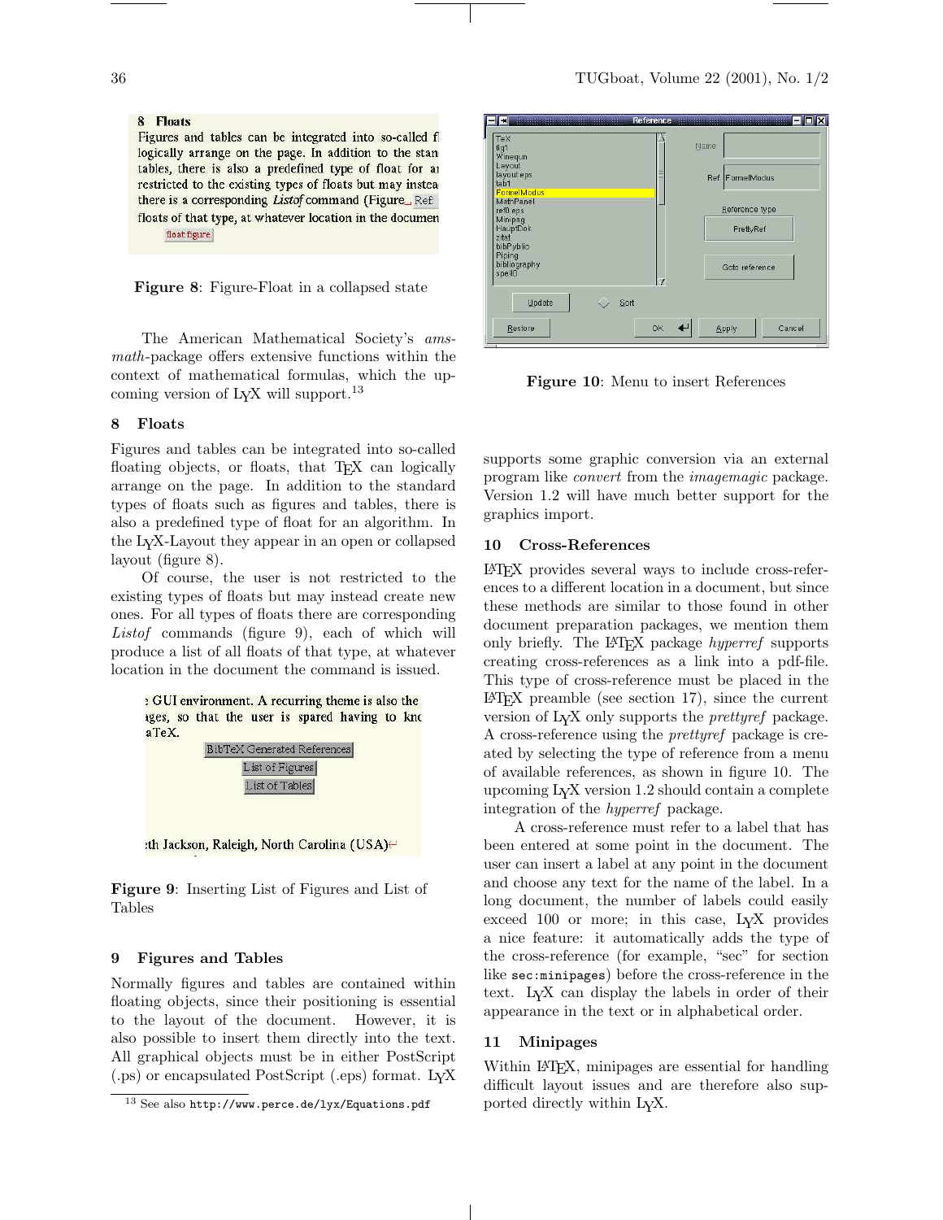Figure 8: Figure-Float in a collapsed state

The American Mathematical Society's *ams-math*-package offers extensive functions within the context of mathematical formulas, which the upcoming version of LyX will support.[13]

## 8 Floats

Figures and tables can be integrated into so-called floating objects, or floats, that TeX can logically arrange on the page. In addition to the standard types of floats such as figures and tables, there is also a predefined type of float for an algorithm. In the LyX-Layout they appear in an open or collapsed layout (figure 8).

Of course, the user is not restricted to the existing types of floats but may instead create new ones. For all types of floats there are corresponding *Listof* commands (figure 9), each of which will produce a list of all floats of that type, at whatever location in the document the command is issued.

Figure 9: Inserting List of Figures and List of Tables

## 9 Figures and Tables

Normally figures and tables are contained within floating objects, since their positioning is essential to the layout of the document. However, it is also possible to insert them directly into the text. All graphical objects must be in either PostScript (.ps) or encapsulated PostScript (.eps) format. LyX supports some graphic conversion via an external program like *convert* from the *imagemagic* package. Version 1.2 will have much better support for the graphics import.

[13] See also `http://www.perce.de/lyx/Equations.pdf`

Figure 10: Menu to insert References

## 10 Cross-References

LaTeX provides several ways to include cross-references to a different location in a document, but since these methods are similar to those found in other document preparation packages, we mention them only briefly. The LaTeX package *hyperref* supports creating cross-references as a link into a pdf-file. This type of cross-reference must be placed in the LaTeX preamble (see section 17), since the current version of LyX only supports the *prettyref* package. A cross-reference using the *prettyref* package is created by selecting the type of reference from a menu of available references, as shown in figure 10. The upcoming LyX version 1.2 should contain a complete integration of the *hyperref* package.

A cross-reference must refer to a label that has been entered at some point in the document. The user can insert a label at any point in the document and choose any text for the name of the label. In a long document, the number of labels could easily exceed 100 or more; in this case, LyX provides a nice feature: it automatically adds the type of the cross-reference (for example, "sec" for section like `sec:minipages`) before the cross-reference in the text. LyX can display the labels in order of their appearance in the text or in alphabetical order.

## 11 Minipages

Within LaTeX, minipages are essential for handling difficult layout issues and are therefore also supported directly within LyX.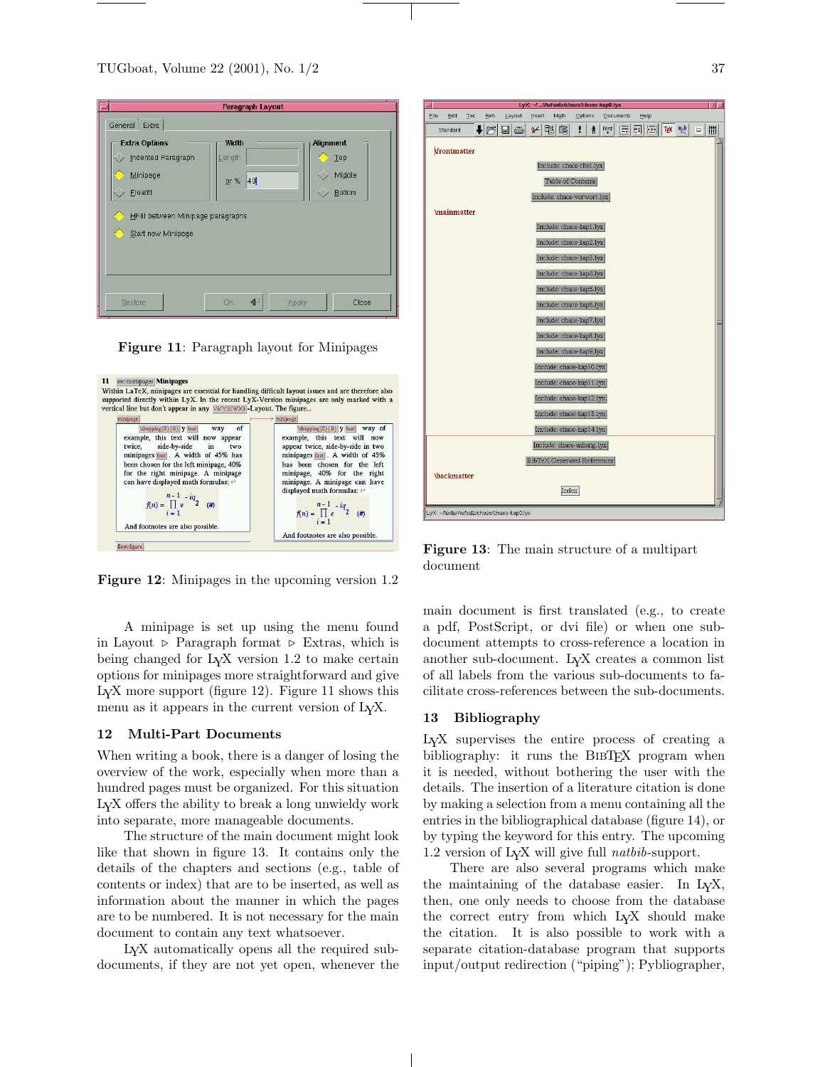Figure 11: Paragraph layout for Minipages

Figure 12: Minipages in the upcoming version 1.2

A minipage is set up using the menu found in Layout ▷ Paragraph format ▷ Extras, which is being changed for LyX version 1.2 to make certain options for minipages more straightforward and give LyX more support (figure 12). Figure 11 shows this menu as it appears in the current version of LyX.

## 12 Multi-Part Documents

When writing a book, there is a danger of losing the overview of the work, especially when more than a hundred pages must be organized. For this situation LyX offers the ability to break a long unwieldy work into separate, more manageable documents.

The structure of the main document might look like that shown in figure 13. It contains only the details of the chapters and sections (e.g., table of contents or index) that are to be inserted, as well as information about the manner in which the pages are to be numbered. It is not necessary for the main document to contain any text whatsoever.

LyX automatically opens all the required sub-documents, if they are not yet open, whenever the main document is first translated (e.g., to create a pdf, PostScript, or dvi file) or when one sub-document attempts to cross-reference a location in another sub-document. LyX creates a common list of all labels from the various sub-documents to facilitate cross-references between the sub-documents.

Figure 13: The main structure of a multipart document

## 13 Bibliography

LyX supervises the entire process of creating a bibliography: it runs the BibTeX program when it is needed, without bothering the user with the details. The insertion of a literature citation is done by making a selection from a menu containing all the entries in the bibliographical database (figure 14), or by typing the keyword for this entry. The upcoming 1.2 version of LyX will give full *natbib*-support.

There are also several programs which make the maintaining of the database easier. In LyX, then, one only needs to choose from the database the correct entry from which LyX should make the citation. It is also possible to work with a separate citation-database program that supports input/output redirection ("piping"); Pybliographer,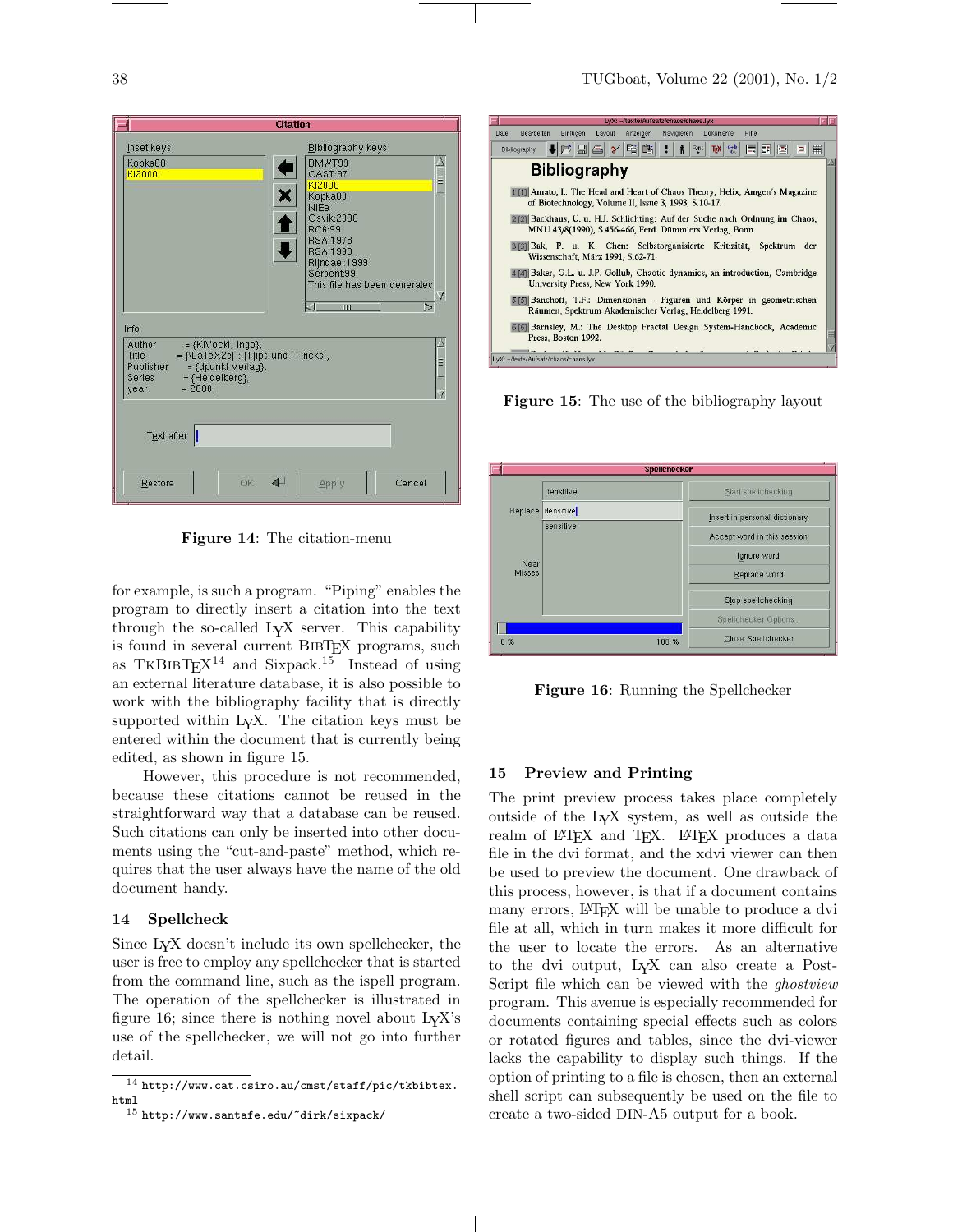Figure 14: The citation-menu

for example, is such a program. "Piping" enables the program to directly insert a citation into the text through the so-called LyX server. This capability is found in several current BibTeX programs, such as TkBibTeX[14] and Sixpack.[15] Instead of using an external literature database, it is also possible to work with the bibliography facility that is directly supported within LyX. The citation keys must be entered within the document that is currently being edited, as shown in figure 15.

However, this procedure is not recommended, because these citations cannot be reused in the straightforward way that a database can be reused. Such citations can only be inserted into other documents using the "cut-and-paste" method, which requires that the user always have the name of the old document handy.

## 14 Spellcheck

Since LyX doesn't include its own spellchecker, the user is free to employ any spellchecker that is started from the command line, such as the ispell program. The operation of the spellchecker is illustrated in figure 16; since there is nothing novel about LyX's use of the spellchecker, we will not go into further detail.

Figure 15: The use of the bibliography layout

Figure 16: Running the Spellchecker

## 15 Preview and Printing

The print preview process takes place completely outside of the LyX system, as well as outside the realm of LaTeX and TeX. LaTeX produces a data file in the dvi format, and the xdvi viewer can then be used to preview the document. One drawback of this process, however, is that if a document contains many errors, LaTeX will be unable to produce a dvi file at all, which in turn makes it more difficult for the user to locate the errors. As an alternative to the dvi output, LyX can also create a PostScript file which can be viewed with the *ghostview* program. This avenue is especially recommended for documents containing special effects such as colors or rotated figures and tables, since the dvi-viewer lacks the capability to display such things. If the option of printing to a file is chosen, then an external shell script can subsequently be used on the file to create a two-sided DIN-A5 output for a book.

---

[14] http://www.cat.csiro.au/cmst/staff/pic/tkbibtex.html

[15] http://www.santafe.edu/~dirk/sixpack/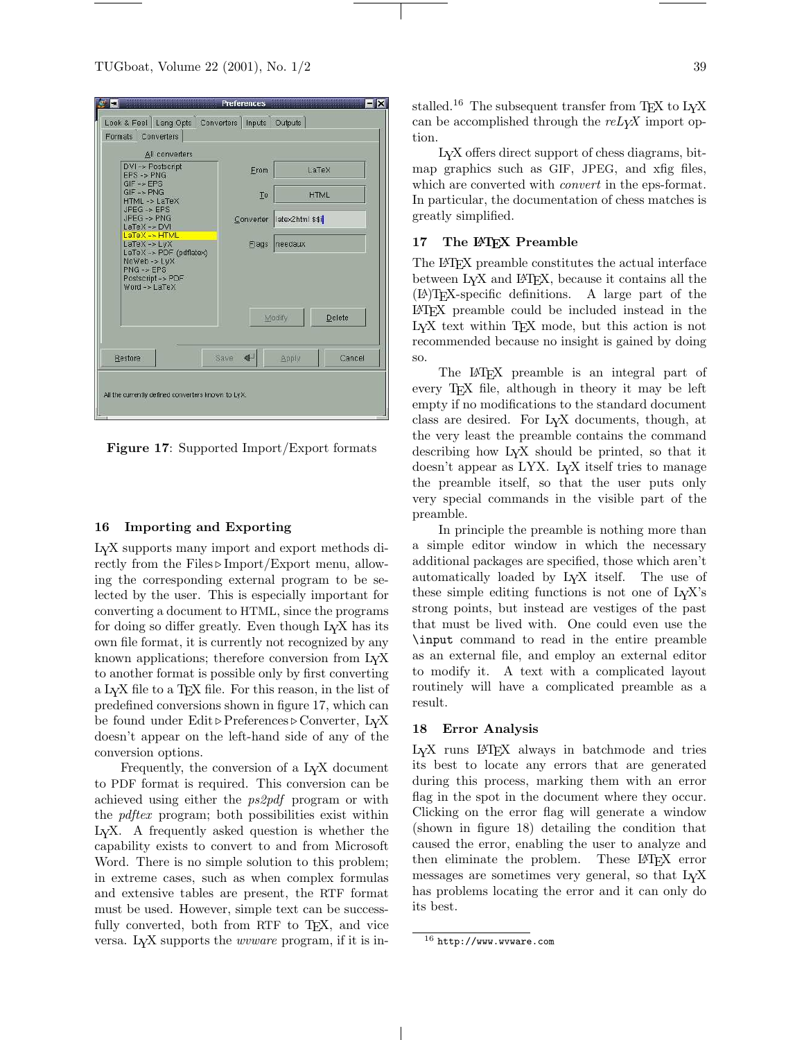Figure 17: Supported Import/Export formats

## 16 Importing and Exporting

LyX supports many import and export methods directly from the Files ▷ Import/Export menu, allowing the corresponding external program to be selected by the user. This is especially important for converting a document to HTML, since the programs for doing so differ greatly. Even though LyX has its own file format, it is currently not recognized by any known applications; therefore conversion from LyX to another format is possible only by first converting a LyX file to a TeX file. For this reason, in the list of predefined conversions shown in figure 17, which can be found under Edit ▷ Preferences ▷ Converter, LyX doesn't appear on the left-hand side of any of the conversion options.

Frequently, the conversion of a LyX document to PDF format is required. This conversion can be achieved using either the *ps2pdf* program or with the *pdftex* program; both possibilities exist within LyX. A frequently asked question is whether the capability exists to convert to and from Microsoft Word. There is no simple solution to this problem; in extreme cases, such as when complex formulas and extensive tables are present, the RTF format must be used. However, simple text can be successfully converted, both from RTF to TeX, and vice versa. LyX supports the *wvware* program, if it is installed.[16] The subsequent transfer from TeX to LyX can be accomplished through the *reLyX* import option.

LyX offers direct support of chess diagrams, bitmap graphics such as GIF, JPEG, and xfig files, which are converted with *convert* in the eps-format. In particular, the documentation of chess matches is greatly simplified.

## 17 The LaTeX Preamble

The LaTeX preamble constitutes the actual interface between LyX and LaTeX, because it contains all the (La)TeX-specific definitions. A large part of the LaTeX preamble could be included instead in the LyX text within TeX mode, but this action is not recommended because no insight is gained by doing so.

The LaTeX preamble is an integral part of every TeX file, although in theory it may be left empty if no modifications to the standard document class are desired. For LyX documents, though, at the very least the preamble contains the command describing how LyX should be printed, so that it doesn't appear as LYX. LyX itself tries to manage the preamble itself, so that the user puts only very special commands in the visible part of the preamble.

In principle the preamble is nothing more than a simple editor window in which the necessary additional packages are specified, those which aren't automatically loaded by LyX itself. The use of these simple editing functions is not one of LyX's strong points, but instead are vestiges of the past that must be lived with. One could even use the `\input` command to read in the entire preamble as an external file, and employ an external editor to modify it. A text with a complicated layout routinely will have a complicated preamble as a result.

## 18 Error Analysis

LyX runs LaTeX always in batchmode and tries its best to locate any errors that are generated during this process, marking them with an error flag in the spot in the document where they occur. Clicking on the error flag will generate a window (shown in figure 18) detailing the condition that caused the error, enabling the user to analyze and then eliminate the problem. These LaTeX error messages are sometimes very general, so that LyX has problems locating the error and it can only do its best.

[16] http://www.wvware.com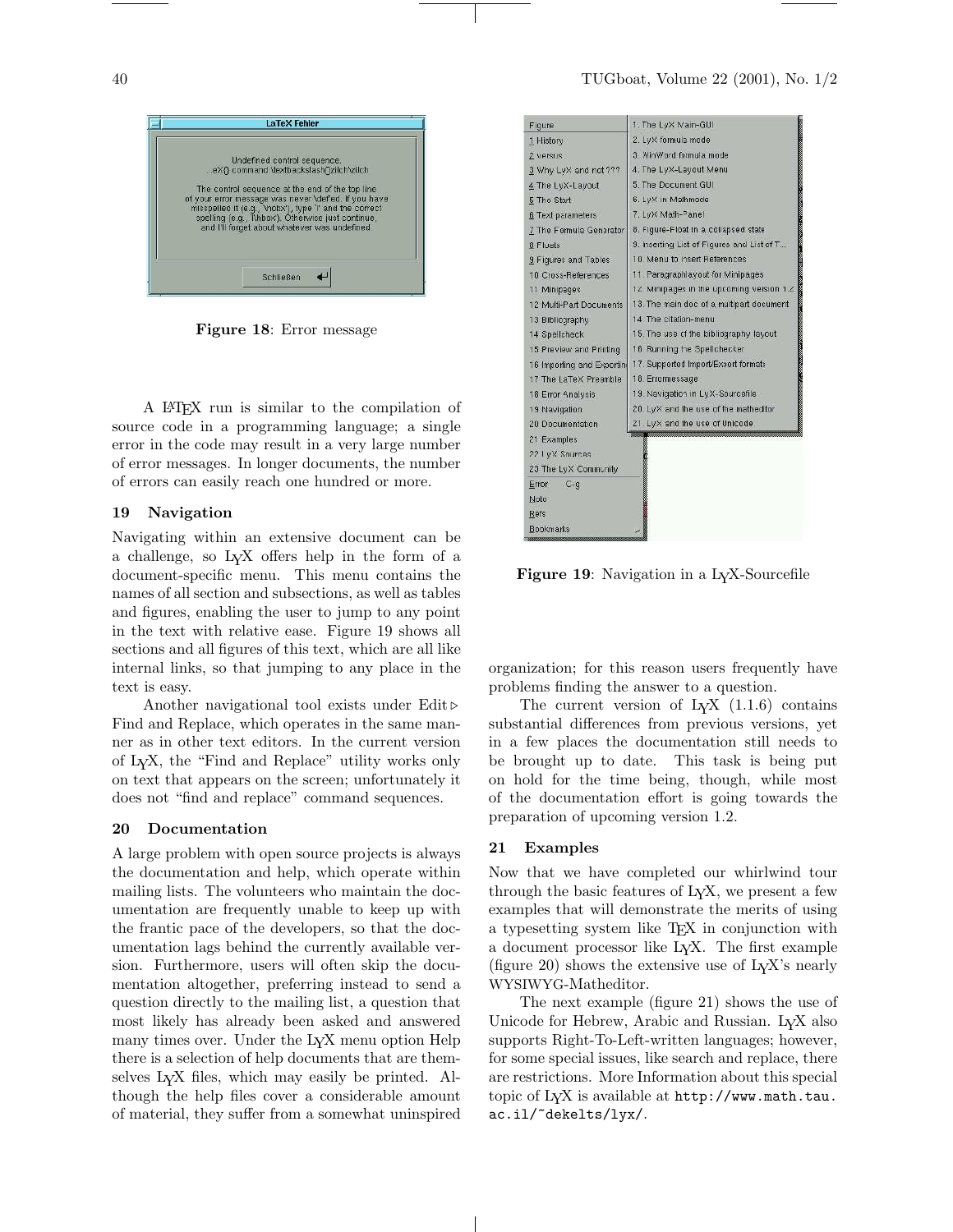Figure 18: Error message

A LaTeX run is similar to the compilation of source code in a programming language; a single error in the code may result in a very large number of error messages. In longer documents, the number of errors can easily reach one hundred or more.

## 19 Navigation

Navigating within an extensive document can be a challenge, so LyX offers help in the form of a document-specific menu. This menu contains the names of all section and subsections, as well as tables and figures, enabling the user to jump to any point in the text with relative ease. Figure 19 shows all sections and all figures of this text, which are all like internal links, so that jumping to any place in the text is easy.

Another navigational tool exists under Edit ▷ Find and Replace, which operates in the same manner as in other text editors. In the current version of LyX, the "Find and Replace" utility works only on text that appears on the screen; unfortunately it does not "find and replace" command sequences.

## 20 Documentation

A large problem with open source projects is always the documentation and help, which operate within mailing lists. The volunteers who maintain the documentation are frequently unable to keep up with the frantic pace of the developers, so that the documentation lags behind the currently available version. Furthermore, users will often skip the documentation altogether, preferring instead to send a question directly to the mailing list, a question that most likely has already been asked and answered many times over. Under the LyX menu option Help there is a selection of help documents that are themselves LyX files, which may easily be printed. Although the help files cover a considerable amount of material, they suffer from a somewhat uninspired organization; for this reason users frequently have problems finding the answer to a question.

Figure 19: Navigation in a LyX-Sourcefile

The current version of LyX (1.1.6) contains substantial differences from previous versions, yet in a few places the documentation still needs to be brought up to date. This task is being put on hold for the time being, though, while most of the documentation effort is going towards the preparation of upcoming version 1.2.

## 21 Examples

Now that we have completed our whirlwind tour through the basic features of LyX, we present a few examples that will demonstrate the merits of using a typesetting system like TeX in conjunction with a document processor like LyX. The first example (figure 20) shows the extensive use of LyX's nearly WYSIWYG-Matheditor.

The next example (figure 21) shows the use of Unicode for Hebrew, Arabic and Russian. LyX also supports Right-To-Left-written languages; however, for some special issues, like search and replace, there are restrictions. More Information about this special topic of LyX is available at `http://www.math.tau.ac.il/~dekelts/lyx/`.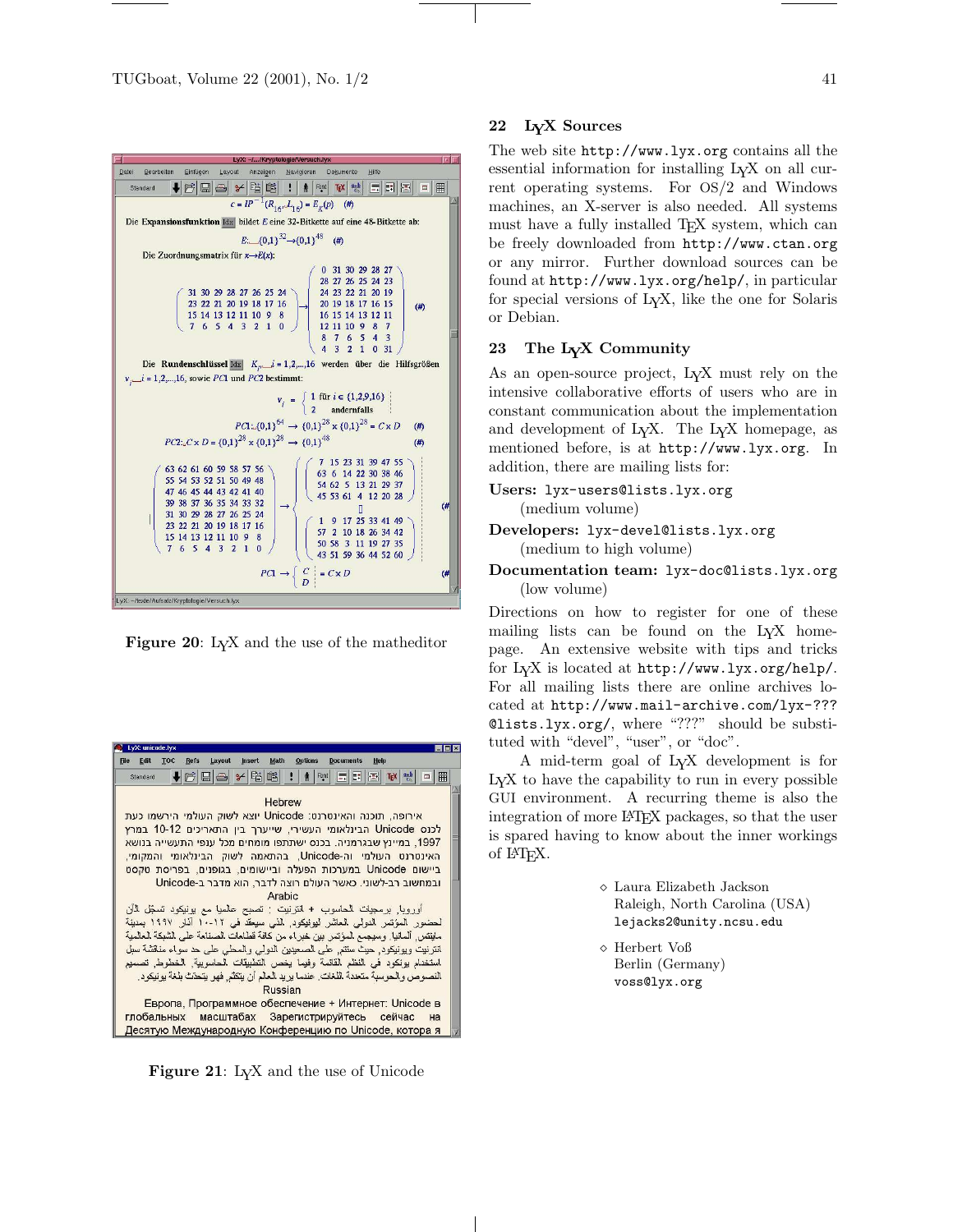Figure 20: LyX and the use of the matheditor

Figure 21: LyX and the use of Unicode

## 22 LyX Sources

The web site http://www.lyx.org contains all the essential information for installing LyX on all current operating systems. For OS/2 and Windows machines, an X-server is also needed. All systems must have a fully installed TeX system, which can be freely downloaded from http://www.ctan.org or any mirror. Further download sources can be found at http://www.lyx.org/help/, in particular for special versions of LyX, like the one for Solaris or Debian.

## 23 The LyX Community

As an open-source project, LyX must rely on the intensive collaborative efforts of users who are in constant communication about the implementation and development of LyX. The LyX homepage, as mentioned before, is at http://www.lyx.org. In addition, there are mailing lists for:

**Users:** lyx-users@lists.lyx.org
(medium volume)

**Developers:** lyx-devel@lists.lyx.org
(medium to high volume)

**Documentation team:** lyx-doc@lists.lyx.org
(low volume)

Directions on how to register for one of these mailing lists can be found on the LyX homepage. An extensive website with tips and tricks for LyX is located at http://www.lyx.org/help/. For all mailing lists there are online archives located at http://www.mail-archive.com/lyx-???@lists.lyx.org/, where "???" should be substituted with "devel", "user", or "doc".

A mid-term goal of LyX development is for LyX to have the capability to run in every possible GUI environment. A recurring theme is also the integration of more LaTeX packages, so that the user is spared having to know about the inner workings of LaTeX.

◇ Laura Elizabeth Jackson
Raleigh, North Carolina (USA)
lejacks2@unity.ncsu.edu

◇ Herbert Voß
Berlin (Germany)
voss@lyx.org